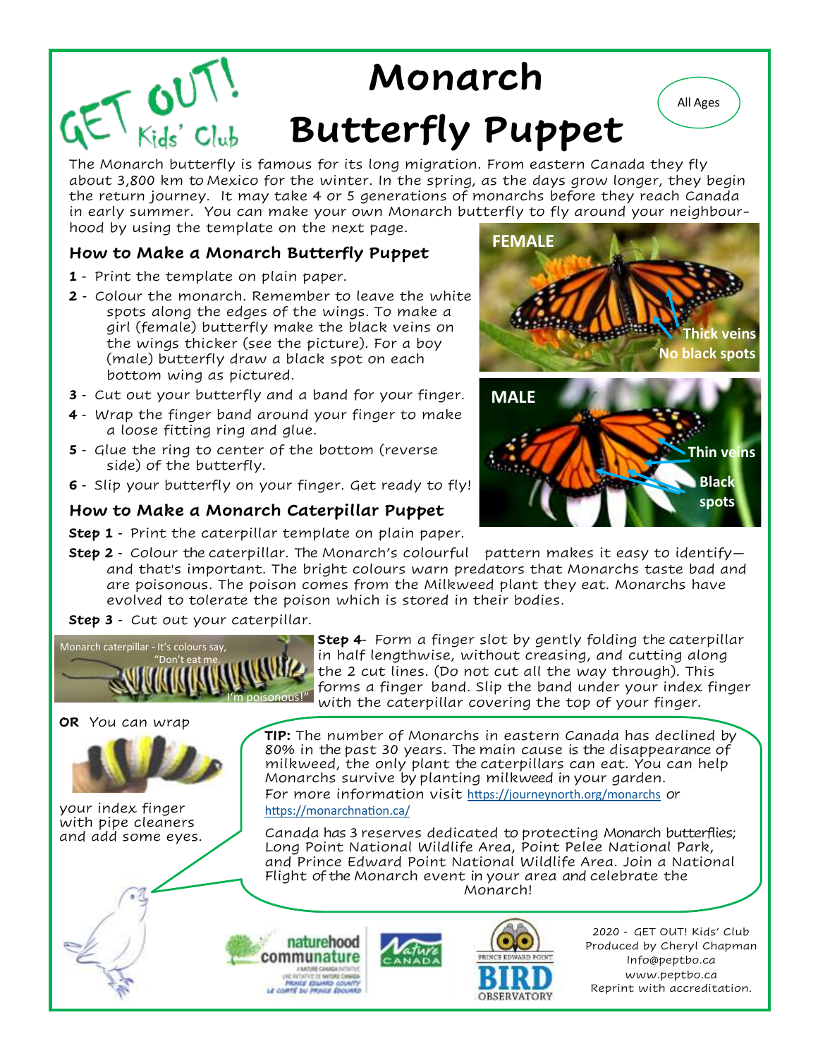GET OUT! Kids' Club

# Monarch Butterfly Puppet

All Ages

The Monarch butterfly is famous for its long migration. From eastern Canada they fly about 3,800 km to Mexico for the winter. In the spring, as the days grow longer, they begin the return journey. It may take 4 or 5 generations of monarchs before they reach Canada in early summer. You can make your own Monarch butterfly to fly around your neighbourhood by using the template on the next page.

## How to Make a Monarch Butterfly Puppet

**1** - Print the template on plain paper.

**2** - Colour the monarch. Remember to leave the white spots along the edges of the wings. To make a girl (female) butterfly make the black veins on the wings thicker (see the picture). For a boy (male) butterfly draw a black spot on each bottom wing as pictured.

**3** - Cut out your butterfly and a band for your finger.

**4** - Wrap the finger band around your finger to make a loose fitting ring and glue.

**5** - Glue the ring to center of the bottom (reverse side) of the butterfly.

**6** - Slip your butterfly on your finger. Get ready to fly!

FEMALE — Thick veins, No black spots

MALE — Thin veins, Black spots

## How to Make a Monarch Caterpillar Puppet

**Step 1** - Print the caterpillar template on plain paper.

**Step 2** - Colour the caterpillar. The Monarch's colourful pattern makes it easy to identify—and that's important. The bright colours warn predators that Monarchs taste bad and are poisonous. The poison comes from the Milkweed plant they eat. Monarchs have evolved to tolerate the poison which is stored in their bodies.

**Step 3** - Cut out your caterpillar.

Monarch caterpillar - It's colours say, "Don't eat me. I'm poisonous!"

**Step 4**- Form a finger slot by gently folding the caterpillar in half lengthwise, without creasing, and cutting along the 2 cut lines. (Do not cut all the way through). This forms a finger band. Slip the band under your index finger with the caterpillar covering the top of your finger.

**OR** You can wrap your index finger with pipe cleaners and add some eyes.

**TIP:** The number of Monarchs in eastern Canada has declined by 80% in the past 30 years. The main cause is the disappearance of milkweed, the only plant the caterpillars can eat. You can help Monarchs survive by planting milkweed in your garden. For more information visit https://journeynorth.org/monarchs or https://monarchnation.ca/

Canada has 3 reserves dedicated to protecting Monarch butterflies; Long Point National Wildlife Area, Point Pelee National Park, and Prince Edward Point National Wildlife Area. Join a National Flight of the Monarch event in your area and celebrate the Monarch!

naturehood communature — A Nature Canada Initiative / Une initiative de Nature Canada — Prince Edward County / Le Comté du Prince Édouard

Nature Canada

Prince Edward Point Bird Observatory

2020 - GET OUT! Kids' Club
Produced by Cheryl Chapman
Info@peptbo.ca
www.peptbo.ca
Reprint with accreditation.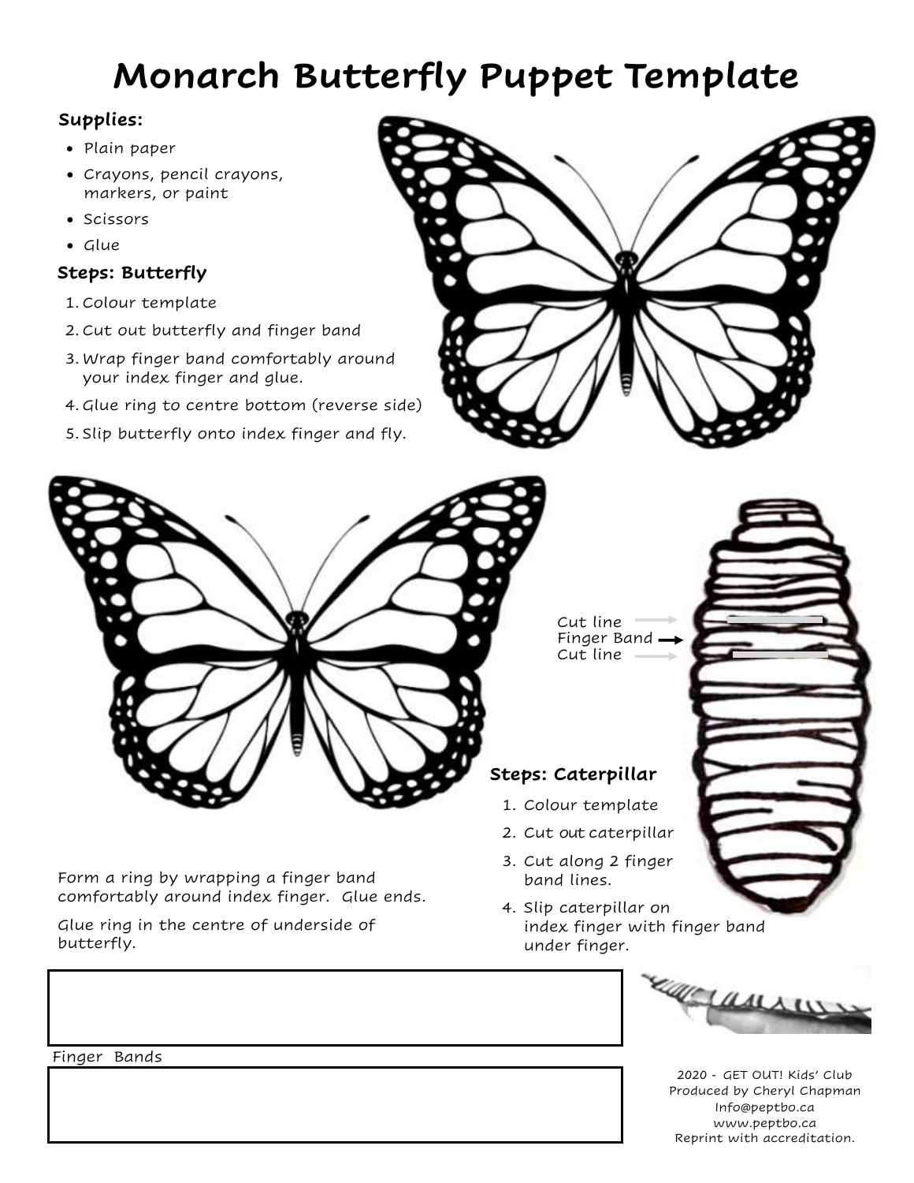# Monarch Butterfly Puppet Template

**Supplies:**

- Plain paper
- Crayons, pencil crayons, markers, or paint
- Scissors
- Glue

**Steps: Butterfly**

1. Colour template
2. Cut out butterfly and finger band
3. Wrap finger band comfortably around your index finger and glue.
4. Glue ring to centre bottom (reverse side)
5. Slip butterfly onto index finger and fly.

Cut line

Finger Band

Cut line

**Steps: Caterpillar**

1. Colour template
2. Cut out caterpillar
3. Cut along 2 finger band lines.
4. Slip caterpillar on index finger with finger band under finger.

Form a ring by wrapping a finger band comfortably around index finger. Glue ends.

Glue ring in the centre of underside of butterfly.

Finger Bands

2020 - GET OUT! Kids' Club
Produced by Cheryl Chapman
Info@peptbo.ca
www.peptbo.ca
Reprint with accreditation.